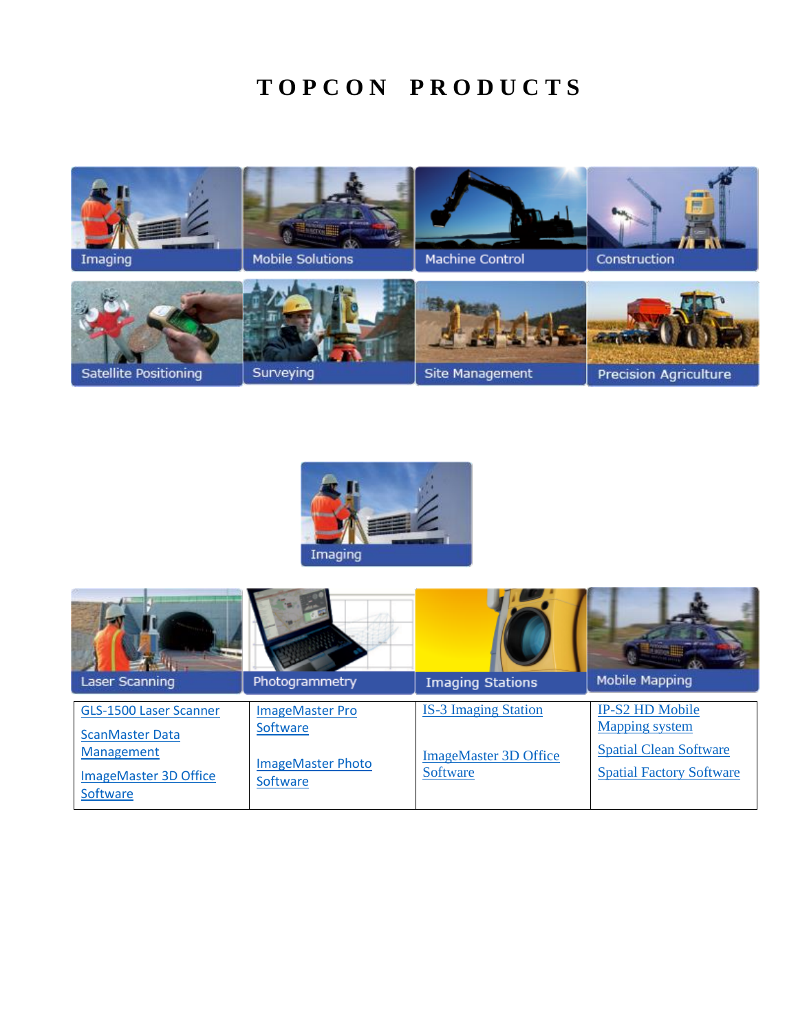# TOPCON PRODUCTS

Imaging | Mobile Solutions | Machine Control | Construction

Satellite Positioning | Surveying | Site Management | Precision Agriculture

## Imaging

| Laser Scanning | Photogrammetry | Imaging Stations | Mobile Mapping |
|---|---|---|---|
| GLS-1500 Laser Scanner<br><br>ScanMaster Data Management<br><br>ImageMaster 3D Office Software | ImageMaster Pro Software<br><br>ImageMaster Photo Software | IS-3 Imaging Station<br><br>ImageMaster 3D Office Software | IP-S2 HD Mobile Mapping system<br><br>Spatial Clean Software<br><br>Spatial Factory Software |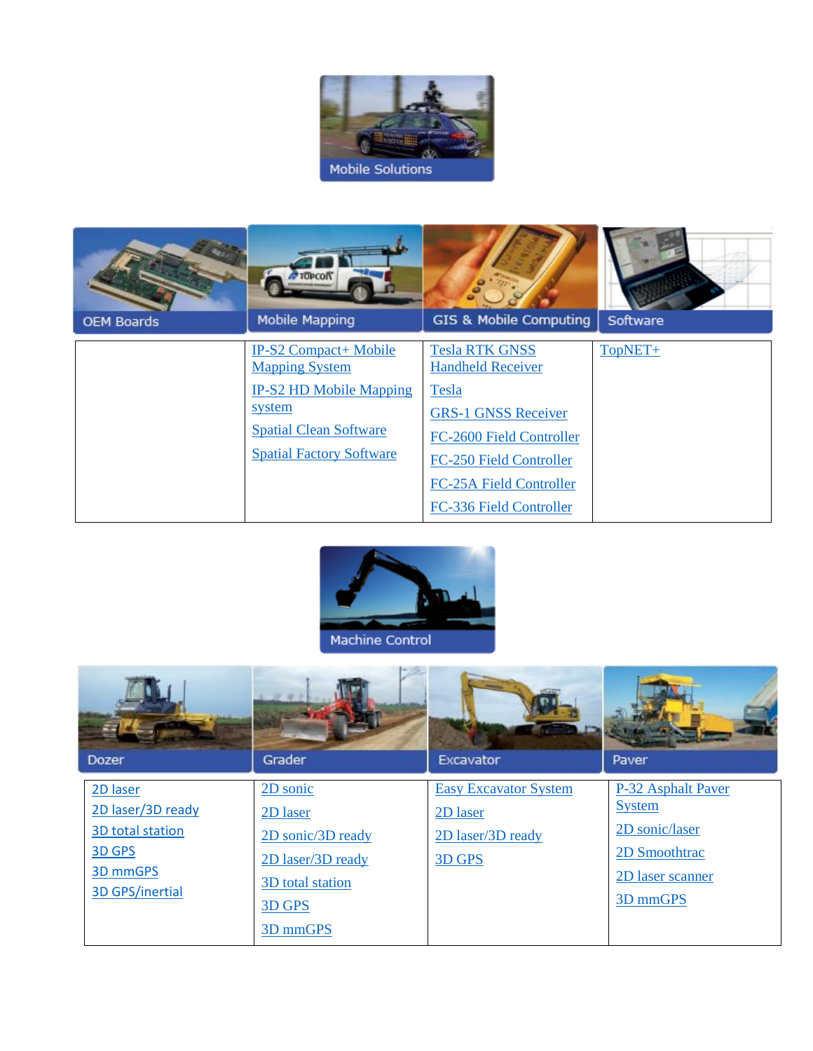## Mobile Solutions

| OEM Boards | Mobile Mapping | GIS & Mobile Computing | Software |
|---|---|---|---|
| | IP-S2 Compact+ Mobile Mapping System | Tesla RTK GNSS Handheld Receiver | TopNET+ |
| | IP-S2 HD Mobile Mapping system | Tesla | |
| | Spatial Clean Software | GRS-1 GNSS Receiver | |
| | Spatial Factory Software | FC-2600 Field Controller | |
| | | FC-250 Field Controller | |
| | | FC-25A Field Controller | |
| | | FC-336 Field Controller | |

## Machine Control

| Dozer | Grader | Excavator | Paver |
|---|---|---|---|
| 2D laser | 2D sonic | Easy Excavator System | P-32 Asphalt Paver System |
| 2D laser/3D ready | 2D laser | 2D laser | 2D sonic/laser |
| 3D total station | 2D sonic/3D ready | 2D laser/3D ready | 2D Smoothtrac |
| 3D GPS | 2D laser/3D ready | 3D GPS | 2D laser scanner |
| 3D mmGPS | 3D total station | | 3D mmGPS |
| 3D GPS/inertial | 3D GPS | | |
| | 3D mmGPS | | |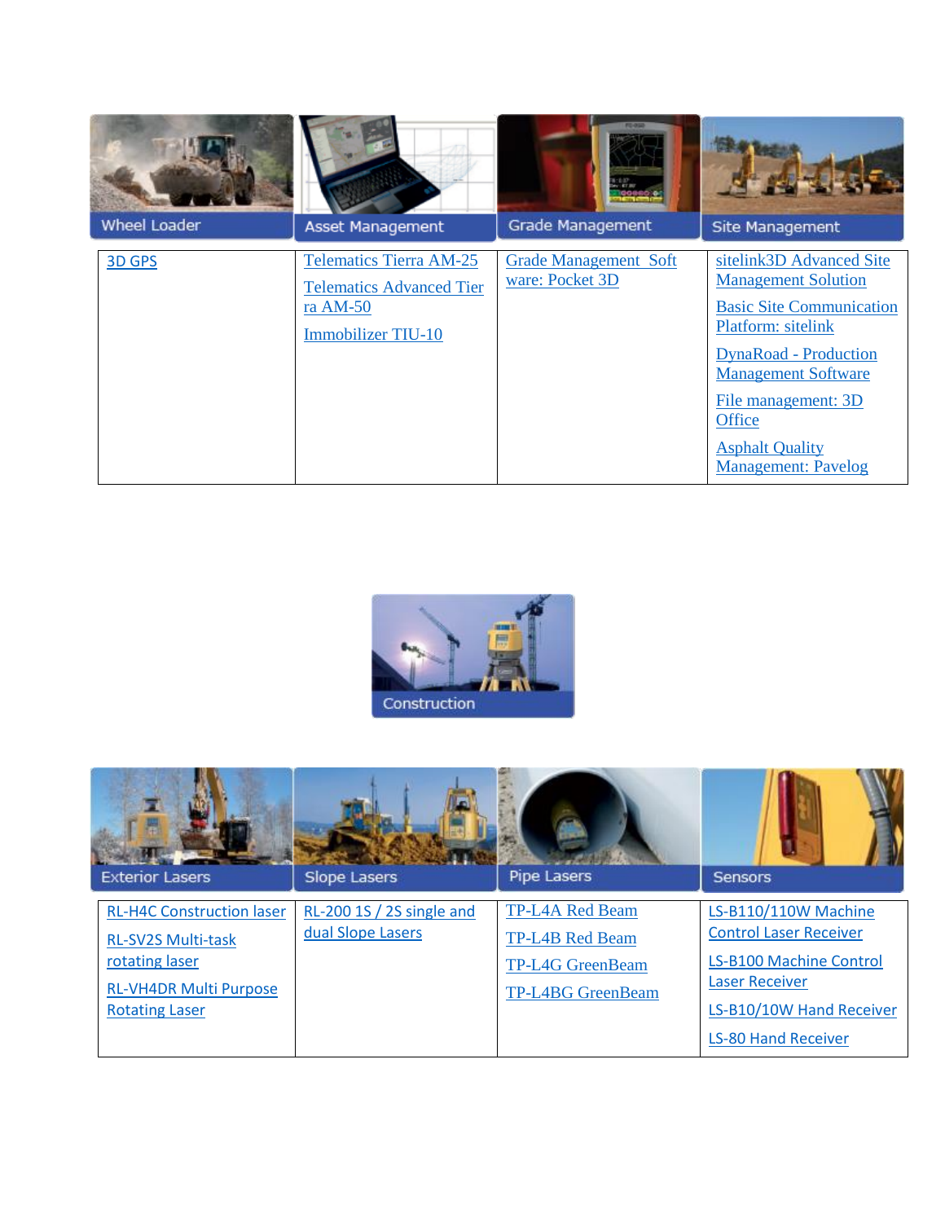| Wheel Loader | Asset Management | Grade Management | Site Management |
|---|---|---|---|
| 3D GPS | Telematics Tierra AM-25<br>Telematics Advanced Tierra AM-50<br>Immobilizer TIU-10 | Grade Management Software: Pocket 3D | sitelink3D Advanced Site Management Solution<br>Basic Site Communication Platform: sitelink<br>DynaRoad - Production Management Software<br>File management: 3D Office<br>Asphalt Quality Management: Pavelog |

Construction

| Exterior Lasers | Slope Lasers | Pipe Lasers | Sensors |
|---|---|---|---|
| RL-H4C Construction laser<br>RL-SV2S Multi-task rotating laser<br>RL-VH4DR Multi Purpose Rotating Laser | RL-200 1S / 2S single and dual Slope Lasers | TP-L4A Red Beam<br>TP-L4B Red Beam<br>TP-L4G GreenBeam<br>TP-L4BG GreenBeam | LS-B110/110W Machine Control Laser Receiver<br>LS-B100 Machine Control Laser Receiver<br>LS-B10/10W Hand Receiver<br>LS-80 Hand Receiver |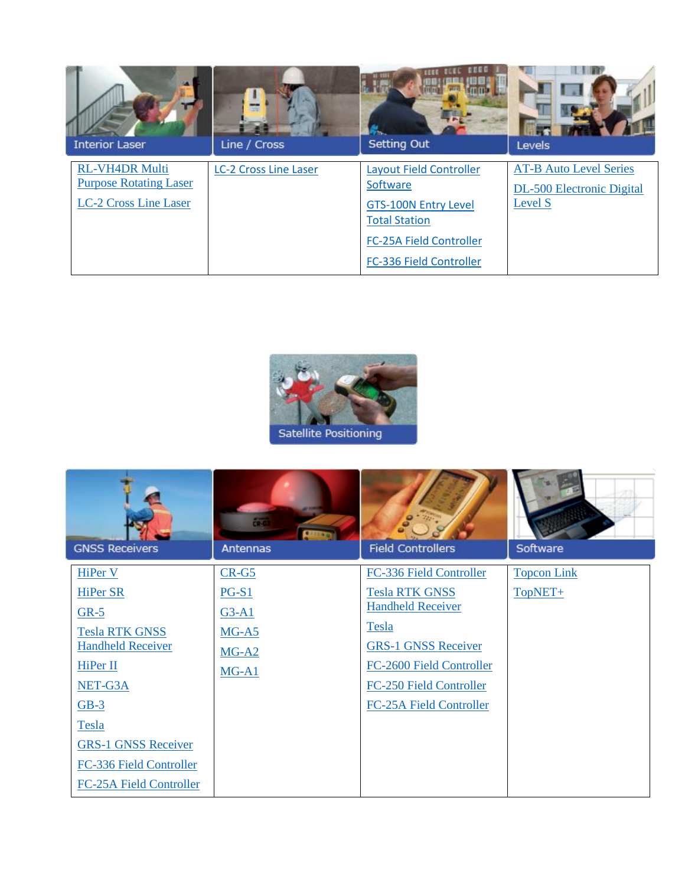| Interior Laser | Line / Cross | Setting Out | Levels |
|---|---|---|---|
| RL-VH4DR Multi Purpose Rotating Laser<br>LC-2 Cross Line Laser | LC-2 Cross Line Laser | Layout Field Controller Software<br>GTS-100N Entry Level Total Station<br>FC-25A Field Controller<br>FC-336 Field Controller | AT-B Auto Level Series<br>DL-500 Electronic Digital Level S |

Satellite Positioning

| GNSS Receivers | Antennas | Field Controllers | Software |
|---|---|---|---|
| HiPer V<br>HiPer SR<br>GR-5<br>Tesla RTK GNSS Handheld Receiver<br>HiPer II<br>NET-G3A<br>GB-3<br>Tesla<br>GRS-1 GNSS Receiver<br>FC-336 Field Controller<br>FC-25A Field Controller | CR-G5<br>PG-S1<br>G3-A1<br>MG-A5<br>MG-A2<br>MG-A1 | FC-336 Field Controller<br>Tesla RTK GNSS Handheld Receiver<br>Tesla<br>GRS-1 GNSS Receiver<br>FC-2600 Field Controller<br>FC-250 Field Controller<br>FC-25A Field Controller | Topcon Link<br>TopNET+ |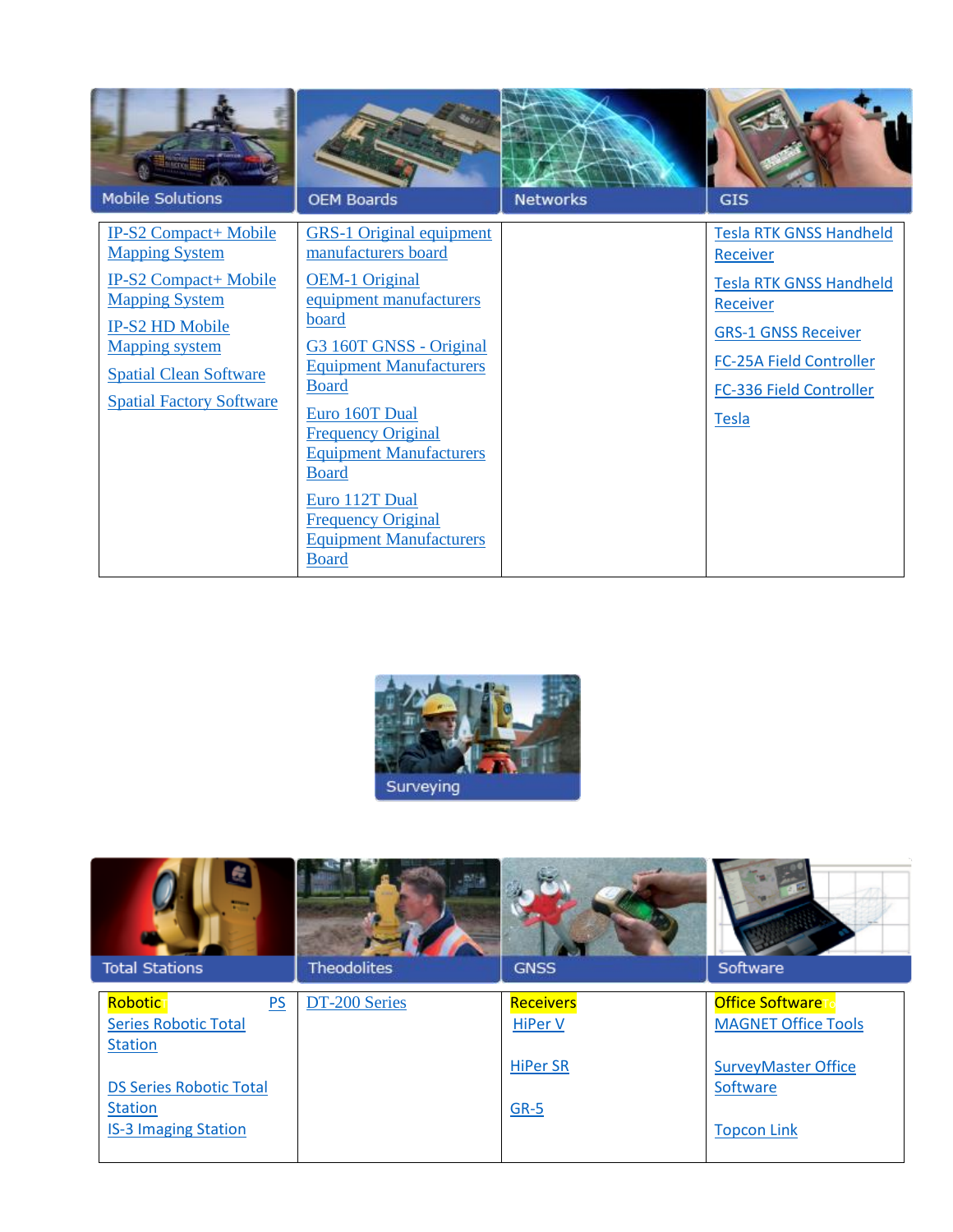| Mobile Solutions | OEM Boards | Networks | GIS |
|---|---|---|---|
| IP-S2 Compact+ Mobile Mapping System<br>IP-S2 Compact+ Mobile Mapping System<br>IP-S2 HD Mobile Mapping system<br>Spatial Clean Software<br>Spatial Factory Software | GRS-1 Original equipment manufacturers board<br>OEM-1 Original equipment manufacturers board<br>G3 160T GNSS - Original Equipment Manufacturers Board<br>Euro 160T Dual Frequency Original Equipment Manufacturers Board<br>Euro 112T Dual Frequency Original Equipment Manufacturers Board | | Tesla RTK GNSS Handheld Receiver<br>Tesla RTK GNSS Handheld Receiver<br>GRS-1 GNSS Receiver<br>FC-25A Field Controller<br>FC-336 Field Controller<br>Tesla |

Surveying

| Total Stations | Theodolites | GNSS | Software |
|---|---|---|---|
| Robotic PS Series Robotic Total Station<br><br>DS Series Robotic Total Station<br>IS-3 Imaging Station | DT-200 Series | Receivers<br>HiPer V<br><br>HiPer SR<br><br>GR-5 | Office Software<br>MAGNET Office Tools<br><br>SurveyMaster Office Software<br><br>Topcon Link |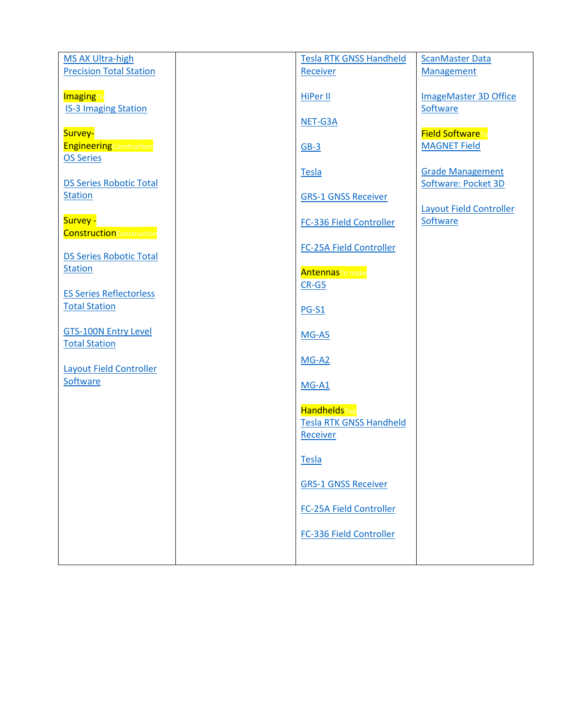| | | | |
|---|---|---|---|
| MS AX Ultra-high Precision Total Station<br><br>**Imaging** Th<br>IS-3 Imaging Station<br><br>**Survey-Engineering** Construction<br>OS Series<br><br>DS Series Robotic Total Station<br><br>**Survey - Construction** Construction<br><br>DS Series Robotic Total Station<br><br>ES Series Reflectorless Total Station<br><br>GTS-100N Entry Level Total Station<br><br>Layout Field Controller Software | | Tesla RTK GNSS Handheld Receiver<br><br>HiPer II<br><br>NET-G3A<br><br>GB-3<br><br>Tesla<br><br>GRS-1 GNSS Receiver<br><br>FC-336 Field Controller<br><br>FC-25A Field Controller<br><br>**Antennas** To make<br>CR-G5<br><br>PG-S1<br><br>MG-A5<br><br>MG-A2<br><br>MG-A1<br><br>**Handhelds** Top<br>Tesla RTK GNSS Handheld Receiver<br><br>Tesla<br><br>GRS-1 GNSS Receiver<br><br>FC-25A Field Controller<br><br>FC-336 Field Controller | ScanMaster Data Management<br><br>ImageMaster 3D Office Software<br><br>**Field Software** To<br>MAGNET Field<br><br>Grade Management Software: Pocket 3D<br><br>Layout Field Controller Software |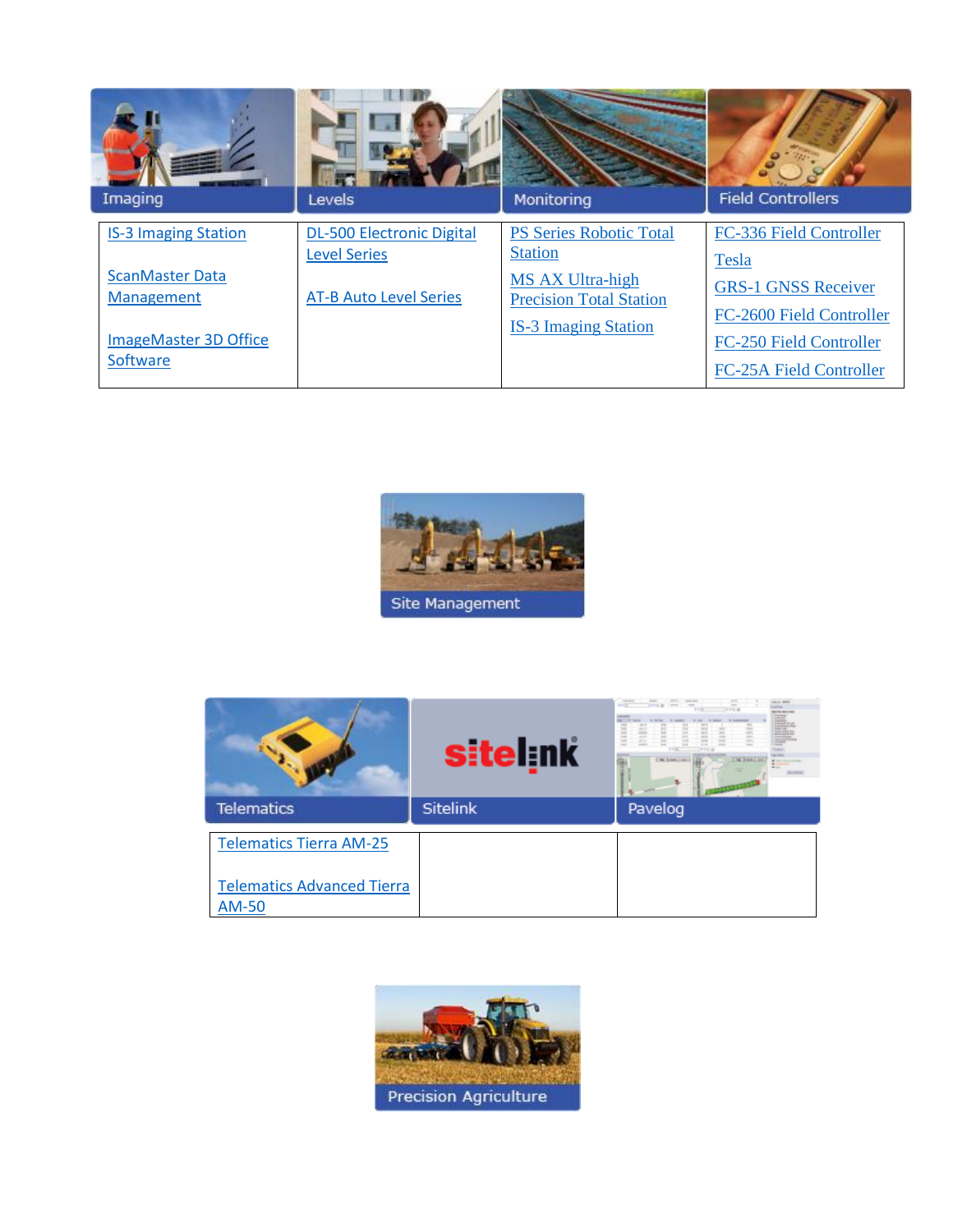| Imaging | Levels | Monitoring | Field Controllers |
|---|---|---|---|
| IS-3 Imaging Station<br><br>ScanMaster Data Management<br><br>ImageMaster 3D Office Software | DL-500 Electronic Digital Level Series<br><br>AT-B Auto Level Series | PS Series Robotic Total Station<br><br>MS AX Ultra-high Precision Total Station<br><br>IS-3 Imaging Station | FC-336 Field Controller<br><br>Tesla<br><br>GRS-1 GNSS Receiver<br><br>FC-2600 Field Controller<br><br>FC-250 Field Controller<br><br>FC-25A Field Controller |

Site Management

| Telematics | Sitelink | Pavelog |
|---|---|---|
| Telematics Tierra AM-25<br><br>Telematics Advanced Tierra AM-50 | | |

Precision Agriculture